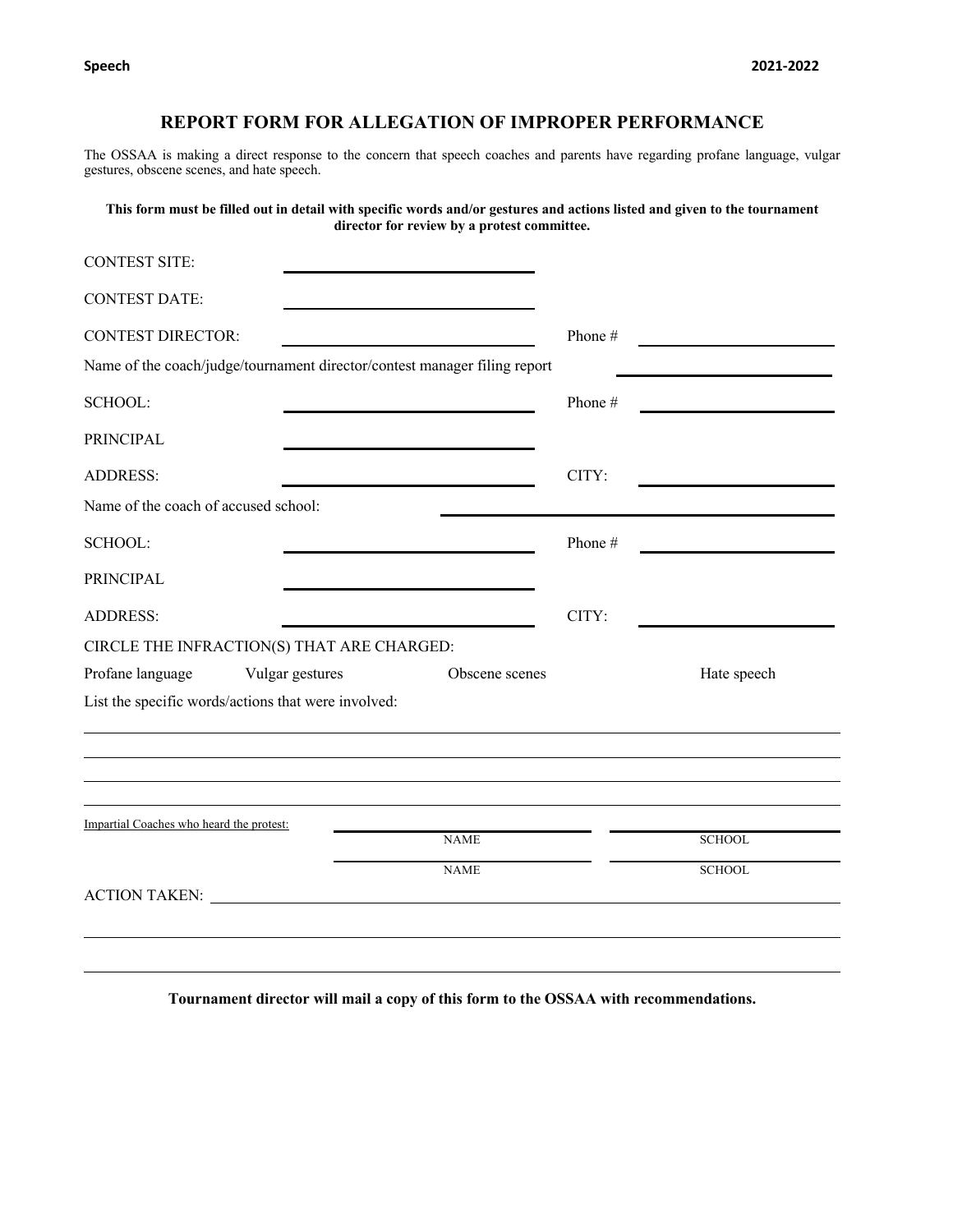# REPORT FORM FOR ALLEGATION OF IMPROPER PERFORMANCE

The OSSAA is making a direct response to the concern that speech coaches and parents have regarding profane language, vulgar gestures, obscene scenes, and hate speech.

**This form must be filled out in detail with specific words and/or gestures and actions listed and given to the tournament director for review by a protest committee.**

CONTEST SITE: ______________________________

CONTEST DATE: ______________________________

CONTEST DIRECTOR: ______________________________ Phone # ______________________

Name of the coach/judge/tournament director/contest manager filing report ______________________

SCHOOL: ______________________________ Phone # ______________________

PRINCIPAL ______________________________

ADDRESS: ______________________________ CITY: ______________________

Name of the coach of accused school: ______________________________

SCHOOL: ______________________________ Phone # ______________________

PRINCIPAL ______________________________

ADDRESS: ______________________________ CITY: ______________________

CIRCLE THE INFRACTION(S) THAT ARE CHARGED:

Profane language Vulgar gestures Obscene scenes Hate speech

List the specific words/actions that were involved:

_____________________________________________________________________________

_____________________________________________________________________________

_____________________________________________________________________________

_____________________________________________________________________________

Impartial Coaches who heard the protest:

| NAME | SCHOOL |
| --- | --- |
| | |
| | |

ACTION TAKEN: ______________________________________________________________

_____________________________________________________________________________

_____________________________________________________________________________

**Tournament director will mail a copy of this form to the OSSAA with recommendations.**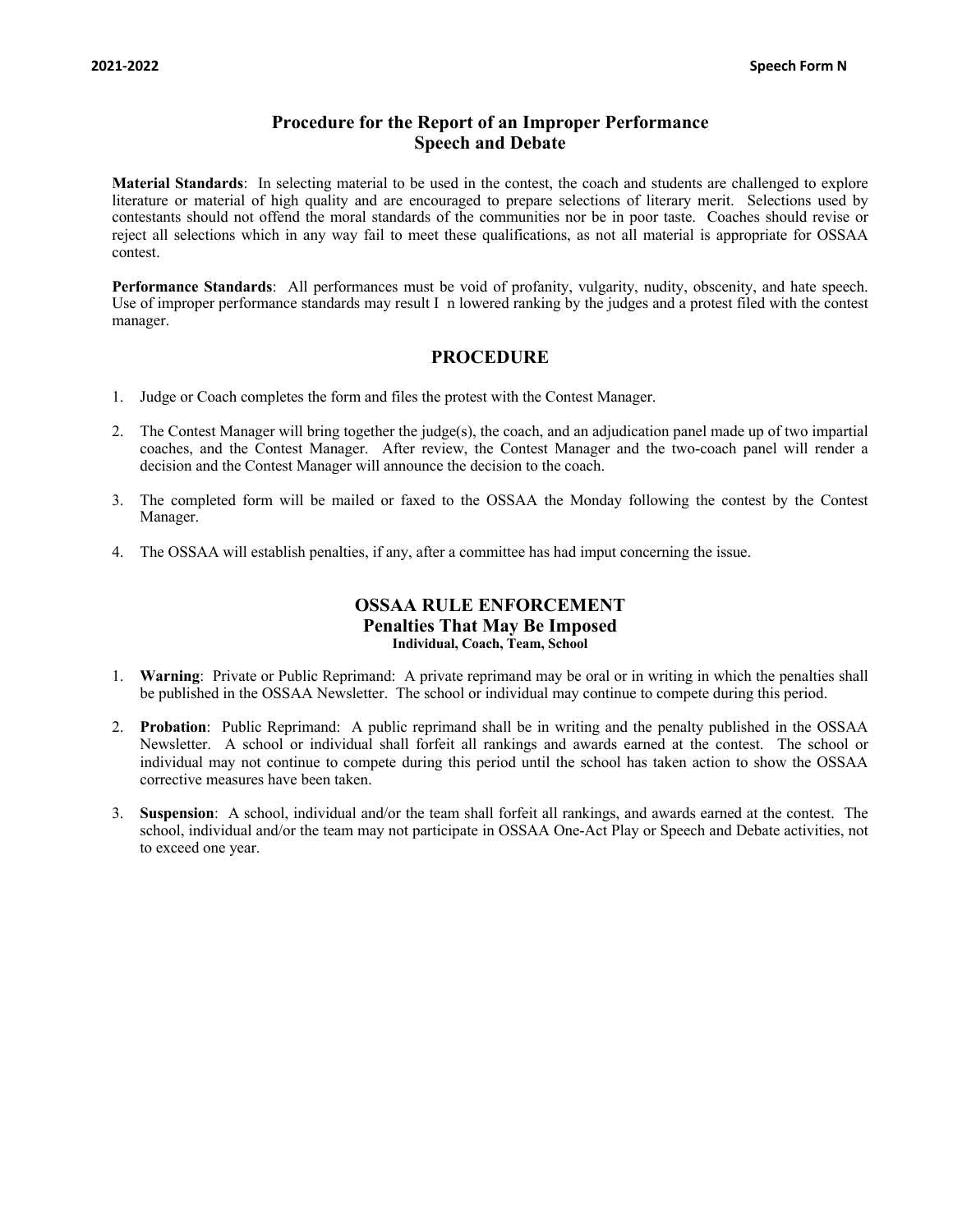# Procedure for the Report of an Improper Performance
## Speech and Debate

**Material Standards**: In selecting material to be used in the contest, the coach and students are challenged to explore literature or material of high quality and are encouraged to prepare selections of literary merit. Selections used by contestants should not offend the moral standards of the communities nor be in poor taste. Coaches should revise or reject all selections which in any way fail to meet these qualifications, as not all material is appropriate for OSSAA contest.

**Performance Standards**: All performances must be void of profanity, vulgarity, nudity, obscenity, and hate speech. Use of improper performance standards may result I n lowered ranking by the judges and a protest filed with the contest manager.

## PROCEDURE

1. Judge or Coach completes the form and files the protest with the Contest Manager.
2. The Contest Manager will bring together the judge(s), the coach, and an adjudication panel made up of two impartial coaches, and the Contest Manager. After review, the Contest Manager and the two-coach panel will render a decision and the Contest Manager will announce the decision to the coach.
3. The completed form will be mailed or faxed to the OSSAA the Monday following the contest by the Contest Manager.
4. The OSSAA will establish penalties, if any, after a committee has had imput concerning the issue.

## OSSAA RULE ENFORCEMENT
### Penalties That May Be Imposed
#### Individual, Coach, Team, School

1. **Warning**: Private or Public Reprimand: A private reprimand may be oral or in writing in which the penalties shall be published in the OSSAA Newsletter. The school or individual may continue to compete during this period.
2. **Probation**: Public Reprimand: A public reprimand shall be in writing and the penalty published in the OSSAA Newsletter. A school or individual shall forfeit all rankings and awards earned at the contest. The school or individual may not continue to compete during this period until the school has taken action to show the OSSAA corrective measures have been taken.
3. **Suspension**: A school, individual and/or the team shall forfeit all rankings, and awards earned at the contest. The school, individual and/or the team may not participate in OSSAA One-Act Play or Speech and Debate activities, not to exceed one year.